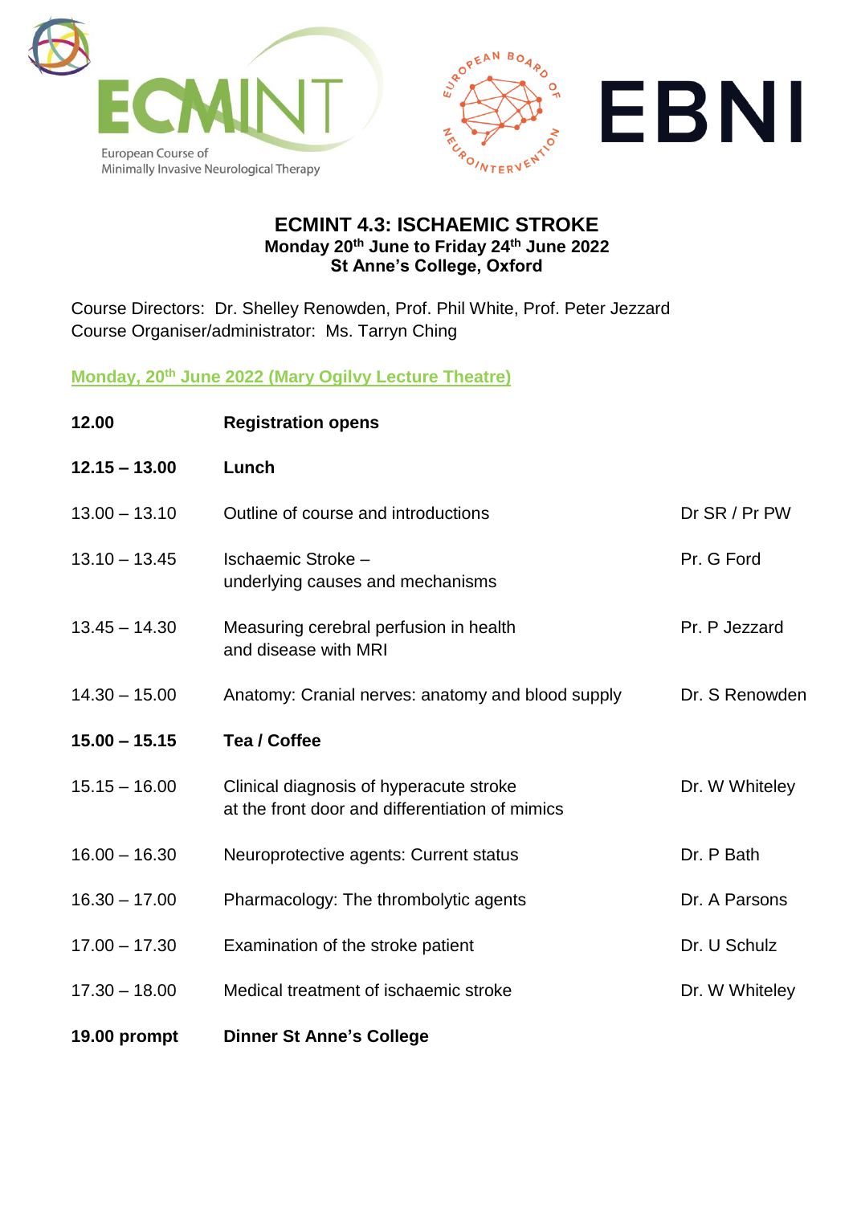ECMINT European Course of Minimally Invasive Neurological Therapy

EUROPEAN BOARD OF NEUROINTERVENTION EBNI

# ECMINT 4.3: ISCHAEMIC STROKE

**Monday 20th June to Friday 24th June 2022**
**St Anne's College, Oxford**

Course Directors: Dr. Shelley Renowden, Prof. Phil White, Prof. Peter Jezzard
Course Organiser/administrator: Ms. Tarryn Ching

## Monday, 20th June 2022 (Mary Ogilvy Lecture Theatre)

| Time | Session | Speaker |
|---|---|---|
| **12.00** | **Registration opens** | |
| **12.15 – 13.00** | **Lunch** | |
| 13.00 – 13.10 | Outline of course and introductions | Dr SR / Pr PW |
| 13.10 – 13.45 | Ischaemic Stroke – underlying causes and mechanisms | Pr. G Ford |
| 13.45 – 14.30 | Measuring cerebral perfusion in health and disease with MRI | Pr. P Jezzard |
| 14.30 – 15.00 | Anatomy: Cranial nerves: anatomy and blood supply | Dr. S Renowden |
| **15.00 – 15.15** | **Tea / Coffee** | |
| 15.15 – 16.00 | Clinical diagnosis of hyperacute stroke at the front door and differentiation of mimics | Dr. W Whiteley |
| 16.00 – 16.30 | Neuroprotective agents: Current status | Dr. P Bath |
| 16.30 – 17.00 | Pharmacology: The thrombolytic agents | Dr. A Parsons |
| 17.00 – 17.30 | Examination of the stroke patient | Dr. U Schulz |
| 17.30 – 18.00 | Medical treatment of ischaemic stroke | Dr. W Whiteley |
| **19.00 prompt** | **Dinner St Anne's College** | |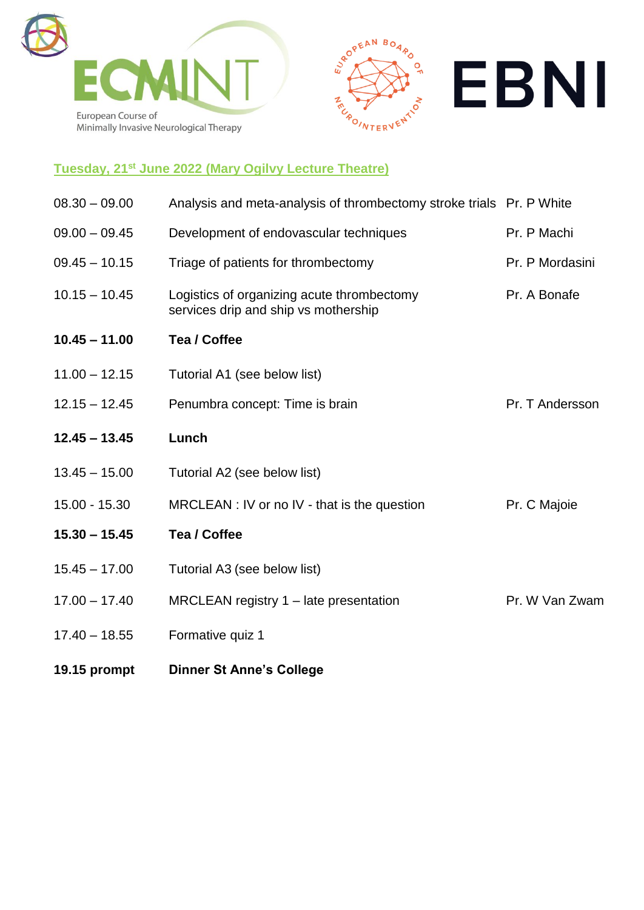ECMINT
European Course of Minimally Invasive Neurological Therapy

EUROPEAN BOARD OF NEUROINTERVENTION

EBNI

## Tuesday, 21st June 2022 (Mary Ogilvy Lecture Theatre)

| | | |
|---|---|---|
| 08.30 – 09.00 | Analysis and meta-analysis of thrombectomy stroke trials | Pr. P White |
| 09.00 – 09.45 | Development of endovascular techniques | Pr. P Machi |
| 09.45 – 10.15 | Triage of patients for thrombectomy | Pr. P Mordasini |
| 10.15 – 10.45 | Logistics of organizing acute thrombectomy services drip and ship vs mothership | Pr. A Bonafe |
| **10.45 – 11.00** | **Tea / Coffee** | |
| 11.00 – 12.15 | Tutorial A1 (see below list) | |
| 12.15 – 12.45 | Penumbra concept: Time is brain | Pr. T Andersson |
| **12.45 – 13.45** | **Lunch** | |
| 13.45 – 15.00 | Tutorial A2 (see below list) | |
| 15.00 - 15.30 | MRCLEAN : IV or no IV - that is the question | Pr. C Majoie |
| **15.30 – 15.45** | **Tea / Coffee** | |
| 15.45 – 17.00 | Tutorial A3 (see below list) | |
| 17.00 – 17.40 | MRCLEAN registry 1 – late presentation | Pr. W Van Zwam |
| 17.40 – 18.55 | Formative quiz 1 | |
| **19.15 prompt** | **Dinner St Anne's College** | |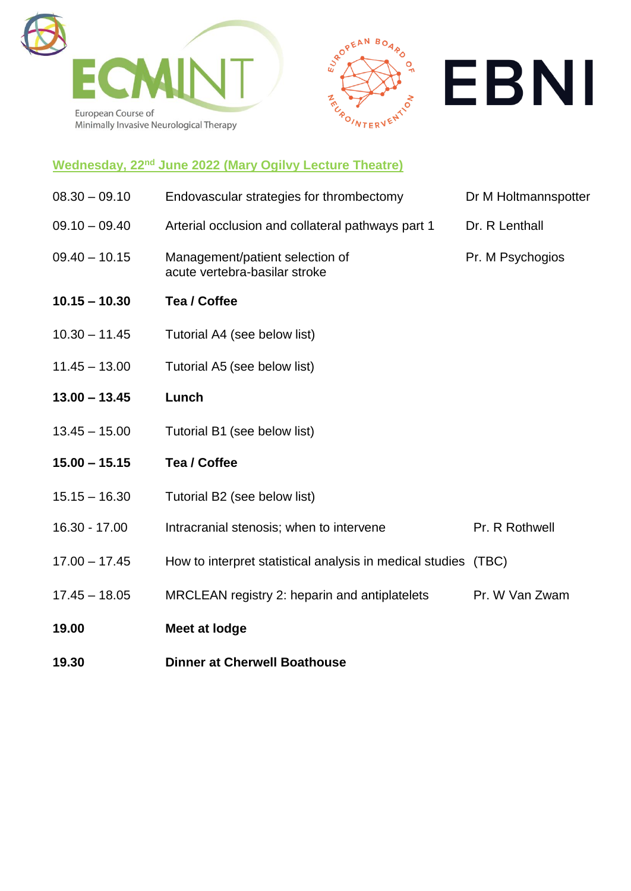ECMINT
European Course of Minimally Invasive Neurological Therapy

EUROPEAN BOARD OF NEUROINTERVENTION

EBNI

## Wednesday, 22nd June 2022 (Mary Ogilvy Lecture Theatre)

| | | |
|---|---|---|
| 08.30 – 09.10 | Endovascular strategies for thrombectomy | Dr M Holtmannspotter |
| 09.10 – 09.40 | Arterial occlusion and collateral pathways part 1 | Dr. R Lenthall |
| 09.40 – 10.15 | Management/patient selection of acute vertebra-basilar stroke | Pr. M Psychogios |
| **10.15 – 10.30** | **Tea / Coffee** | |
| 10.30 – 11.45 | Tutorial A4 (see below list) | |
| 11.45 – 13.00 | Tutorial A5 (see below list) | |
| **13.00 – 13.45** | **Lunch** | |
| 13.45 – 15.00 | Tutorial B1 (see below list) | |
| **15.00 – 15.15** | **Tea / Coffee** | |
| 15.15 – 16.30 | Tutorial B2 (see below list) | |
| 16.30 - 17.00 | Intracranial stenosis; when to intervene | Pr. R Rothwell |
| 17.00 – 17.45 | How to interpret statistical analysis in medical studies | (TBC) |
| 17.45 – 18.05 | MRCLEAN registry 2: heparin and antiplatelets | Pr. W Van Zwam |
| **19.00** | **Meet at lodge** | |
| **19.30** | **Dinner at Cherwell Boathouse** | |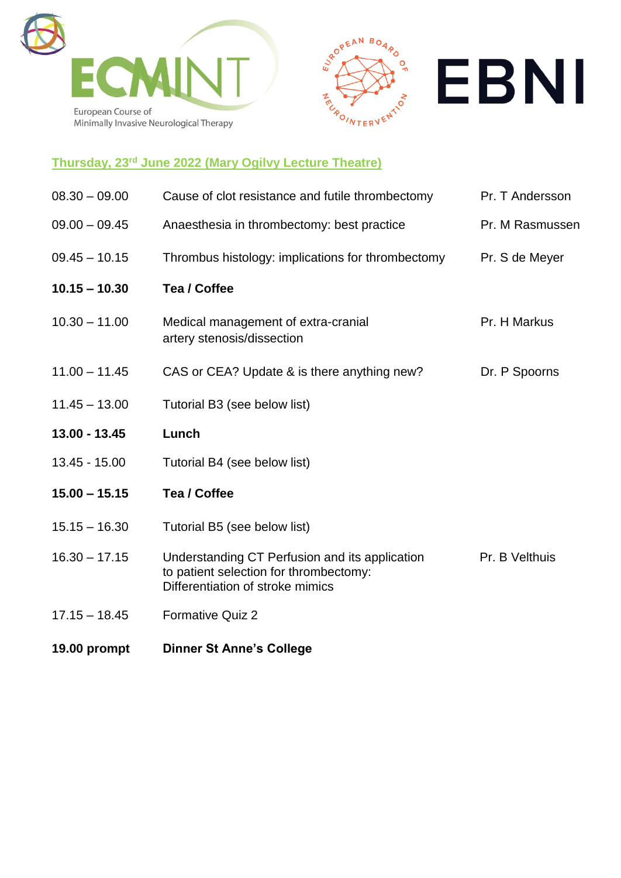ECMINT

European Course of Minimally Invasive Neurological Therapy

EUROPEAN BOARD OF NEUROINTERVENTION

EBNI

## Thursday, 23rd June 2022 (Mary Ogilvy Lecture Theatre)

| | | |
|---|---|---|
| 08.30 – 09.00 | Cause of clot resistance and futile thrombectomy | Pr. T Andersson |
| 09.00 – 09.45 | Anaesthesia in thrombectomy: best practice | Pr. M Rasmussen |
| 09.45 – 10.15 | Thrombus histology: implications for thrombectomy | Pr. S de Meyer |
| **10.15 – 10.30** | **Tea / Coffee** | |
| 10.30 – 11.00 | Medical management of extra-cranial artery stenosis/dissection | Pr. H Markus |
| 11.00 – 11.45 | CAS or CEA? Update & is there anything new? | Dr. P Spoorns |
| 11.45 – 13.00 | Tutorial B3 (see below list) | |
| **13.00 - 13.45** | **Lunch** | |
| 13.45 - 15.00 | Tutorial B4 (see below list) | |
| **15.00 – 15.15** | **Tea / Coffee** | |
| 15.15 – 16.30 | Tutorial B5 (see below list) | |
| 16.30 – 17.15 | Understanding CT Perfusion and its application to patient selection for thrombectomy: Differentiation of stroke mimics | Pr. B Velthuis |
| 17.15 – 18.45 | Formative Quiz 2 | |
| **19.00 prompt** | **Dinner St Anne's College** | |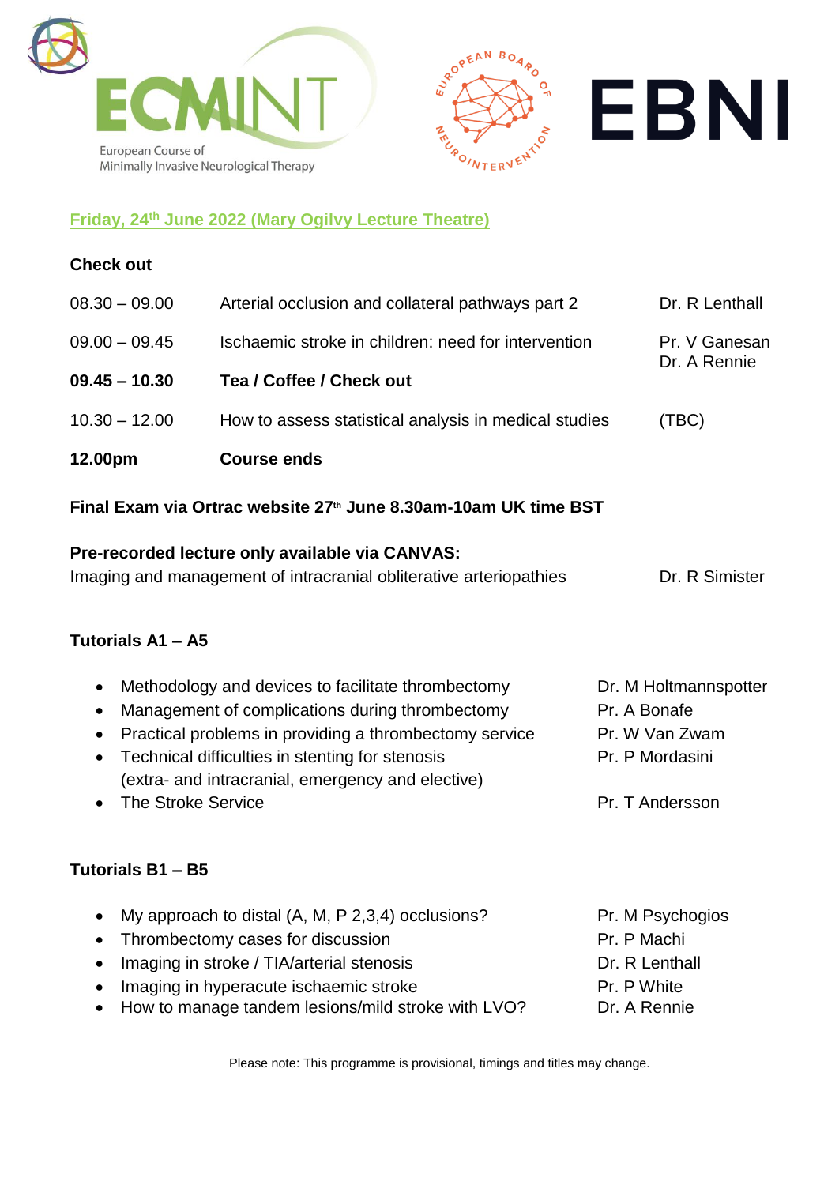ECMINT
European Course of Minimally Invasive Neurological Therapy

EUROPEAN BOARD OF NEUROINTERVENTION

EBNI

## Friday, 24th June 2022 (Mary Ogilvy Lecture Theatre)

**Check out**

| | | |
|---|---|---|
| 08.30 – 09.00 | Arterial occlusion and collateral pathways part 2 | Dr. R Lenthall |
| 09.00 – 09.45 | Ischaemic stroke in children: need for intervention | Pr. V Ganesan<br>Dr. A Rennie |
| **09.45 – 10.30** | **Tea / Coffee / Check out** | |
| 10.30 – 12.00 | How to assess statistical analysis in medical studies | (TBC) |
| **12.00pm** | **Course ends** | |

**Final Exam via Ortrac website 27th June 8.30am-10am UK time BST**

**Pre-recorded lecture only available via CANVAS:**
Imaging and management of intracranial obliterative arteriopathies — Dr. R Simister

**Tutorials A1 – A5**

- Methodology and devices to facilitate thrombectomy — Dr. M Holtmannspotter
- Management of complications during thrombectomy — Pr. A Bonafe
- Practical problems in providing a thrombectomy service — Pr. W Van Zwam
- Technical difficulties in stenting for stenosis (extra- and intracranial, emergency and elective) — Pr. P Mordasini
- The Stroke Service — Pr. T Andersson

**Tutorials B1 – B5**

- My approach to distal (A, M, P 2,3,4) occlusions? — Pr. M Psychogios
- Thrombectomy cases for discussion — Pr. P Machi
- Imaging in stroke / TIA/arterial stenosis — Dr. R Lenthall
- Imaging in hyperacute ischaemic stroke — Pr. P White
- How to manage tandem lesions/mild stroke with LVO? — Dr. A Rennie

Please note: This programme is provisional, timings and titles may change.